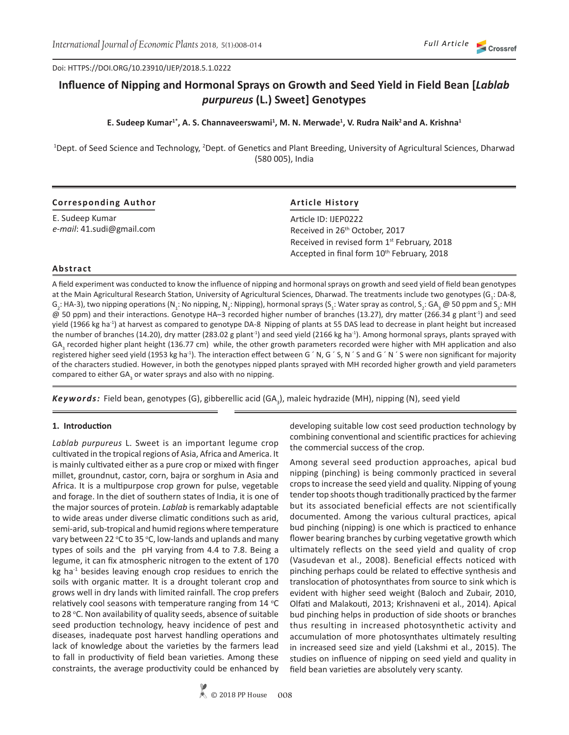Doi: HTTPS://DOI.ORG/10.23910/IJEP/2018.5.1.0222

# Influence of Nipping and Hormonal Sprays on Growth and Seed Yield in Field Bean [*Lablab purpureus* (L.) Sweet] Genotypes

**E. Sudeep Kumar[1*], A. S. Channaveerswami[1], M. N. Merwade[1], V. Rudra Naik[2] and A. Krishna[1]**

[1]Dept. of Seed Science and Technology, [2]Dept. of Genetics and Plant Breeding, University of Agricultural Sciences, Dharwad (580 005), India

**Corresponding Author**

E. Sudeep Kumar
*e-mail*: 41.sudi@gmail.com

**Article History**

Article ID: IJEP0222
Received in 26th October, 2017
Received in revised form 1st February, 2018
Accepted in final form 10th February, 2018

## Abstract

A field experiment was conducted to know the influence of nipping and hormonal sprays on growth and seed yield of field bean genotypes at the Main Agricultural Research Station, University of Agricultural Sciences, Dharwad. The treatments include two genotypes ($G_1$: DA-8, $G_2$: HA-3), two nipping operations ($N_1$: No nipping, $N_2$: Nipping), hormonal sprays ($S_1$: Water spray as control, $S_2$: $GA_3$ @ 50 ppm and $S_3$: MH @ 50 ppm) and their interactions. Genotype HA–3 recorded higher number of branches (13.27), dry matter (266.34 g plant$^{-1}$) and seed yield (1966 kg ha$^{-1}$) at harvest as compared to genotype DA-8 Nipping of plants at 55 DAS lead to decrease in plant height but increased the number of branches (14.20), dry matter (283.02 g plant$^{-1}$) and seed yield (2166 kg ha$^{-1}$). Among hormonal sprays, plants sprayed with $GA_3$ recorded higher plant height (136.77 cm) while, the other growth parameters recorded were higher with MH application and also registered higher seed yield (1953 kg ha$^{-1}$). The interaction effect between G ´ N, G ´ S, N ´ S and G ´ N ´ S were non significant for majority of the characters studied. However, in both the genotypes nipped plants sprayed with MH recorded higher growth and yield parameters compared to either $GA_3$ or water sprays and also with no nipping.

***Keywords:*** Field bean, genotypes (G), gibberellic acid ($GA_3$), maleic hydrazide (MH), nipping (N), seed yield

## 1. Introduction

*Lablab purpureus* L. Sweet is an important legume crop cultivated in the tropical regions of Asia, Africa and America. It is mainly cultivated either as a pure crop or mixed with finger millet, groundnut, castor, corn, bajra or sorghum in Asia and Africa. It is a multipurpose crop grown for pulse, vegetable and forage. In the diet of southern states of India, it is one of the major sources of protein. *Lablab* is remarkably adaptable to wide areas under diverse climatic conditions such as arid, semi-arid, sub-tropical and humid regions where temperature vary between 22 °C to 35 °C, low-lands and uplands and many types of soils and the pH varying from 4.4 to 7.8. Being a legume, it can fix atmospheric nitrogen to the extent of 170 kg ha$^{-1}$ besides leaving enough crop residues to enrich the soils with organic matter. It is a drought tolerant crop and grows well in dry lands with limited rainfall. The crop prefers relatively cool seasons with temperature ranging from 14 °C to 28 °C. Non availability of quality seeds, absence of suitable seed production technology, heavy incidence of pest and diseases, inadequate post harvest handling operations and lack of knowledge about the varieties by the farmers lead to fall in productivity of field bean varieties. Among these constraints, the average productivity could be enhanced by developing suitable low cost seed production technology by combining conventional and scientific practices for achieving the commercial success of the crop.

Among several seed production approaches, apical bud nipping (pinching) is being commonly practiced in several crops to increase the seed yield and quality. Nipping of young tender top shoots though traditionally practiced by the farmer but its associated beneficial effects are not scientifically documented. Among the various cultural practices, apical bud pinching (nipping) is one which is practiced to enhance flower bearing branches by curbing vegetative growth which ultimately reflects on the seed yield and quality of crop (Vasudevan et al., 2008). Beneficial effects noticed with pinching perhaps could be related to effective synthesis and translocation of photosynthates from source to sink which is evident with higher seed weight (Baloch and Zubair, 2010, Olfati and Malakouti, 2013; Krishnaveni et al., 2014). Apical bud pinching helps in production of side shoots or branches thus resulting in increased photosynthetic activity and accumulation of more photosynthates ultimately resulting in increased seed size and yield (Lakshmi et al., 2015). The studies on influence of nipping on seed yield and quality in field bean varieties are absolutely very scanty.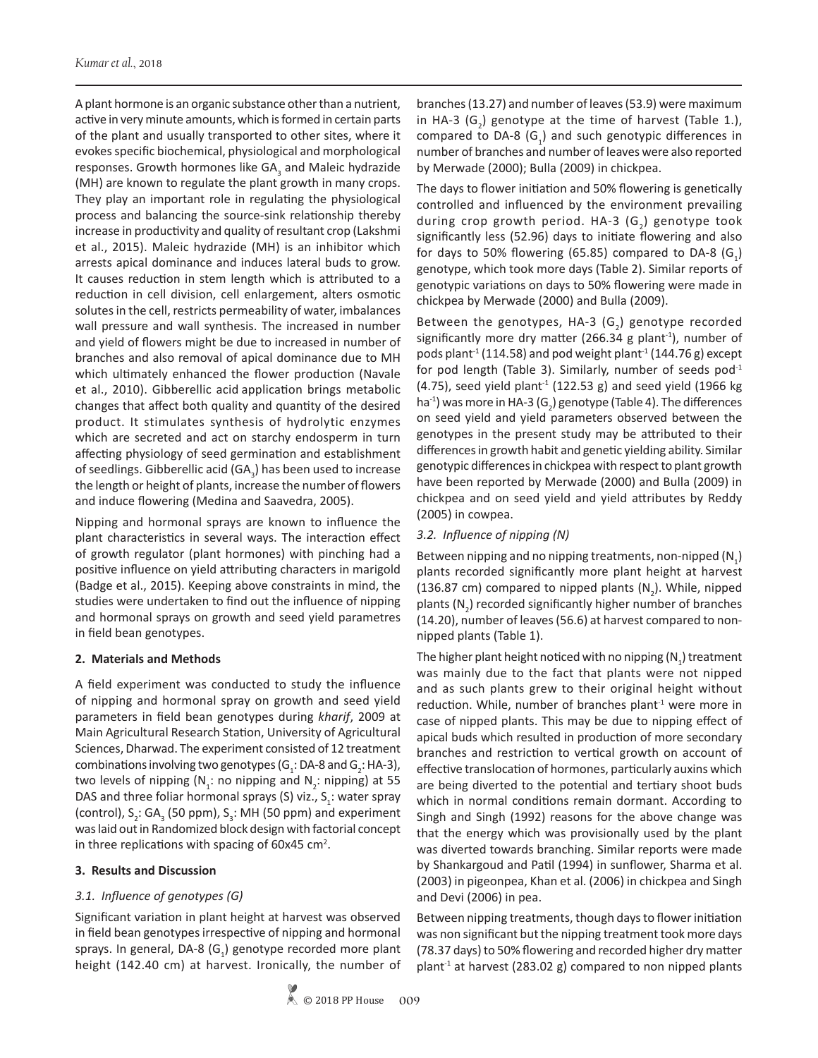A plant hormone is an organic substance other than a nutrient, active in very minute amounts, which is formed in certain parts of the plant and usually transported to other sites, where it evokes specific biochemical, physiological and morphological responses. Growth hormones like $GA_3$ and Maleic hydrazide (MH) are known to regulate the plant growth in many crops. They play an important role in regulating the physiological process and balancing the source-sink relationship thereby increase in productivity and quality of resultant crop (Lakshmi et al., 2015). Maleic hydrazide (MH) is an inhibitor which arrests apical dominance and induces lateral buds to grow. It causes reduction in stem length which is attributed to a reduction in cell division, cell enlargement, alters osmotic solutes in the cell, restricts permeability of water, imbalances wall pressure and wall synthesis. The increased in number and yield of flowers might be due to increased in number of branches and also removal of apical dominance due to MH which ultimately enhanced the flower production (Navale et al., 2010). Gibberellic acid application brings metabolic changes that affect both quality and quantity of the desired product. It stimulates synthesis of hydrolytic enzymes which are secreted and act on starchy endosperm in turn affecting physiology of seed germination and establishment of seedlings. Gibberellic acid ($GA_3$) has been used to increase the length or height of plants, increase the number of flowers and induce flowering (Medina and Saavedra, 2005).

Nipping and hormonal sprays are known to influence the plant characteristics in several ways. The interaction effect of growth regulator (plant hormones) with pinching had a positive influence on yield attributing characters in marigold (Badge et al., 2015). Keeping above constraints in mind, the studies were undertaken to find out the influence of nipping and hormonal sprays on growth and seed yield parametres in field bean genotypes.

## 2. Materials and Methods

A field experiment was conducted to study the influence of nipping and hormonal spray on growth and seed yield parameters in field bean genotypes during *kharif*, 2009 at Main Agricultural Research Station, University of Agricultural Sciences, Dharwad. The experiment consisted of 12 treatment combinations involving two genotypes ($G_1$: DA-8 and $G_2$: HA-3), two levels of nipping ($N_1$: no nipping and $N_2$: nipping) at 55 DAS and three foliar hormonal sprays (S) viz., $S_1$: water spray (control), $S_2$: $GA_3$ (50 ppm), $S_3$: MH (50 ppm) and experiment was laid out in Randomized block design with factorial concept in three replications with spacing of 60x45 cm$^2$.

## 3. Results and Discussion

### *3.1. Influence of genotypes (G)*

Significant variation in plant height at harvest was observed in field bean genotypes irrespective of nipping and hormonal sprays. In general, DA-8 ($G_1$) genotype recorded more plant height (142.40 cm) at harvest. Ironically, the number of branches (13.27) and number of leaves (53.9) were maximum in HA-3 ($G_2$) genotype at the time of harvest (Table 1.), compared to DA-8 ($G_1$) and such genotypic differences in number of branches and number of leaves were also reported by Merwade (2000); Bulla (2009) in chickpea.

The days to flower initiation and 50% flowering is genetically controlled and influenced by the environment prevailing during crop growth period. HA-3 ($G_2$) genotype took significantly less (52.96) days to initiate flowering and also for days to 50% flowering (65.85) compared to DA-8 ($G_1$) genotype, which took more days (Table 2). Similar reports of genotypic variations on days to 50% flowering were made in chickpea by Merwade (2000) and Bulla (2009).

Between the genotypes, HA-3 ($G_2$) genotype recorded significantly more dry matter (266.34 g plant$^{-1}$), number of pods plant$^{-1}$ (114.58) and pod weight plant$^{-1}$ (144.76 g) except for pod length (Table 3). Similarly, number of seeds pod$^{-1}$ (4.75), seed yield plant$^{-1}$ (122.53 g) and seed yield (1966 kg ha$^{-1}$) was more in HA-3 ($G_2$) genotype (Table 4). The differences on seed yield and yield parameters observed between the genotypes in the present study may be attributed to their differences in growth habit and genetic yielding ability. Similar genotypic differences in chickpea with respect to plant growth have been reported by Merwade (2000) and Bulla (2009) in chickpea and on seed yield and yield attributes by Reddy (2005) in cowpea.

### *3.2. Influence of nipping (N)*

Between nipping and no nipping treatments, non-nipped ($N_1$) plants recorded significantly more plant height at harvest (136.87 cm) compared to nipped plants ($N_2$). While, nipped plants ($N_2$) recorded significantly higher number of branches (14.20), number of leaves (56.6) at harvest compared to non-nipped plants (Table 1).

The higher plant height noticed with no nipping ($N_1$) treatment was mainly due to the fact that plants were not nipped and as such plants grew to their original height without reduction. While, number of branches plant$^{-1}$ were more in case of nipped plants. This may be due to nipping effect of apical buds which resulted in production of more secondary branches and restriction to vertical growth on account of effective translocation of hormones, particularly auxins which are being diverted to the potential and tertiary shoot buds which in normal conditions remain dormant. According to Singh and Singh (1992) reasons for the above change was that the energy which was provisionally used by the plant was diverted towards branching. Similar reports were made by Shankargoud and Patil (1994) in sunflower, Sharma et al. (2003) in pigeonpea, Khan et al. (2006) in chickpea and Singh and Devi (2006) in pea.

Between nipping treatments, though days to flower initiation was non significant but the nipping treatment took more days (78.37 days) to 50% flowering and recorded higher dry matter plant$^{-1}$ at harvest (283.02 g) compared to non nipped plants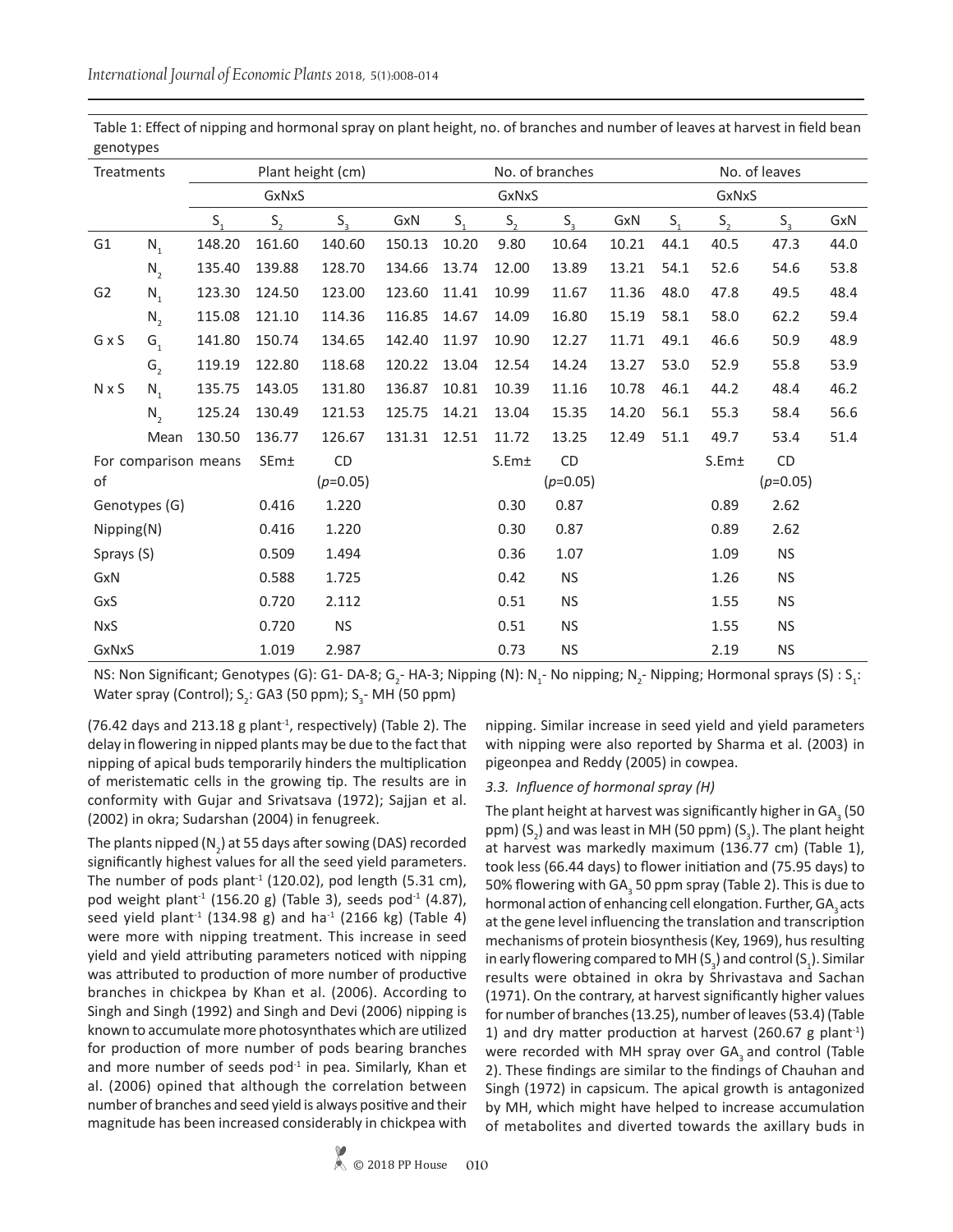Table 1: Effect of nipping and hormonal spray on plant height, no. of branches and number of leaves at harvest in field bean genotypes

| Treatments | | Plant height (cm) | | | | No. of branches | | | | No. of leaves | | | |
|---|---|---|---|---|---|---|---|---|---|---|---|---|---|
| | | GxNxS | | | | GxNxS | | | | GxNxS | | | |
| | | $S_1$ | $S_2$ | $S_3$ | GxN | $S_1$ | $S_2$ | $S_3$ | GxN | $S_1$ | $S_2$ | $S_3$ | GxN |
| G1 | $N_1$ | 148.20 | 161.60 | 140.60 | 150.13 | 10.20 | 9.80 | 10.64 | 10.21 | 44.1 | 40.5 | 47.3 | 44.0 |
| | $N_2$ | 135.40 | 139.88 | 128.70 | 134.66 | 13.74 | 12.00 | 13.89 | 13.21 | 54.1 | 52.6 | 54.6 | 53.8 |
| G2 | $N_1$ | 123.30 | 124.50 | 123.00 | 123.60 | 11.41 | 10.99 | 11.67 | 11.36 | 48.0 | 47.8 | 49.5 | 48.4 |
| | $N_2$ | 115.08 | 121.10 | 114.36 | 116.85 | 14.67 | 14.09 | 16.80 | 15.19 | 58.1 | 58.0 | 62.2 | 59.4 |
| G x S | $G_1$ | 141.80 | 150.74 | 134.65 | 142.40 | 11.97 | 10.90 | 12.27 | 11.71 | 49.1 | 46.6 | 50.9 | 48.9 |
| | $G_2$ | 119.19 | 122.80 | 118.68 | 120.22 | 13.04 | 12.54 | 14.24 | 13.27 | 53.0 | 52.9 | 55.8 | 53.9 |
| N x S | $N_1$ | 135.75 | 143.05 | 131.80 | 136.87 | 10.81 | 10.39 | 11.16 | 10.78 | 46.1 | 44.2 | 48.4 | 46.2 |
| | $N_2$ | 125.24 | 130.49 | 121.53 | 125.75 | 14.21 | 13.04 | 15.35 | 14.20 | 56.1 | 55.3 | 58.4 | 56.6 |
| | Mean | 130.50 | 136.77 | 126.67 | 131.31 | 12.51 | 11.72 | 13.25 | 12.49 | 51.1 | 49.7 | 53.4 | 51.4 |
| For comparison means of | | | SEm± | CD ($p$=0.05) | | | S.Em± | CD ($p$=0.05) | | | S.Em± | CD ($p$=0.05) | |
| Genotypes (G) | | | 0.416 | 1.220 | | | 0.30 | 0.87 | | | 0.89 | 2.62 | |
| Nipping(N) | | | 0.416 | 1.220 | | | 0.30 | 0.87 | | | 0.89 | 2.62 | |
| Sprays (S) | | | 0.509 | 1.494 | | | 0.36 | 1.07 | | | 1.09 | NS | |
| GxN | | | 0.588 | 1.725 | | | 0.42 | NS | | | 1.26 | NS | |
| GxS | | | 0.720 | 2.112 | | | 0.51 | NS | | | 1.55 | NS | |
| NxS | | | 0.720 | NS | | | 0.51 | NS | | | 1.55 | NS | |
| GxNxS | | | 1.019 | 2.987 | | | 0.73 | NS | | | 2.19 | NS | |

NS: Non Significant; Genotypes (G): G1- DA-8; $G_2$- HA-3; Nipping (N): $N_1$- No nipping; $N_2$- Nipping; Hormonal sprays (S) : $S_1$: Water spray (Control); $S_2$: GA3 (50 ppm); $S_3$- MH (50 ppm)

(76.42 days and 213.18 g plant$^{-1}$, respectively) (Table 2). The delay in flowering in nipped plants may be due to the fact that nipping of apical buds temporarily hinders the multiplication of meristematic cells in the growing tip. The results are in conformity with Gujar and Srivatsava (1972); Sajjan et al. (2002) in okra; Sudarshan (2004) in fenugreek.

The plants nipped ($N_2$) at 55 days after sowing (DAS) recorded significantly highest values for all the seed yield parameters. The number of pods plant$^{-1}$ (120.02), pod length (5.31 cm), pod weight plant$^{-1}$ (156.20 g) (Table 3), seeds pod$^{-1}$ (4.87), seed yield plant$^{-1}$ (134.98 g) and ha$^{-1}$ (2166 kg) (Table 4) were more with nipping treatment. This increase in seed yield and yield attributing parameters noticed with nipping was attributed to production of more number of productive branches in chickpea by Khan et al. (2006). According to Singh and Singh (1992) and Singh and Devi (2006) nipping is known to accumulate more photosynthates which are utilized for production of more number of pods bearing branches and more number of seeds pod$^{-1}$ in pea. Similarly, Khan et al. (2006) opined that although the correlation between number of branches and seed yield is always positive and their magnitude has been increased considerably in chickpea with nipping. Similar increase in seed yield and yield parameters with nipping were also reported by Sharma et al. (2003) in pigeonpea and Reddy (2005) in cowpea.

### 3.3. Influence of hormonal spray (H)

The plant height at harvest was significantly higher in $GA_3$ (50 ppm) ($S_2$) and was least in MH (50 ppm) ($S_3$). The plant height at harvest was markedly maximum (136.77 cm) (Table 1), took less (66.44 days) to flower initiation and (75.95 days) to 50% flowering with $GA_3$ 50 ppm spray (Table 2). This is due to hormonal action of enhancing cell elongation. Further, $GA_3$ acts at the gene level influencing the translation and transcription mechanisms of protein biosynthesis (Key, 1969), hus resulting in early flowering compared to MH ($S_3$) and control ($S_1$). Similar results were obtained in okra by Shrivastava and Sachan (1971). On the contrary, at harvest significantly higher values for number of branches (13.25), number of leaves (53.4) (Table 1) and dry matter production at harvest (260.67 g plant$^{-1}$) were recorded with MH spray over $GA_3$ and control (Table 2). These findings are similar to the findings of Chauhan and Singh (1972) in capsicum. The apical growth is antagonized by MH, which might have helped to increase accumulation of metabolites and diverted towards the axillary buds in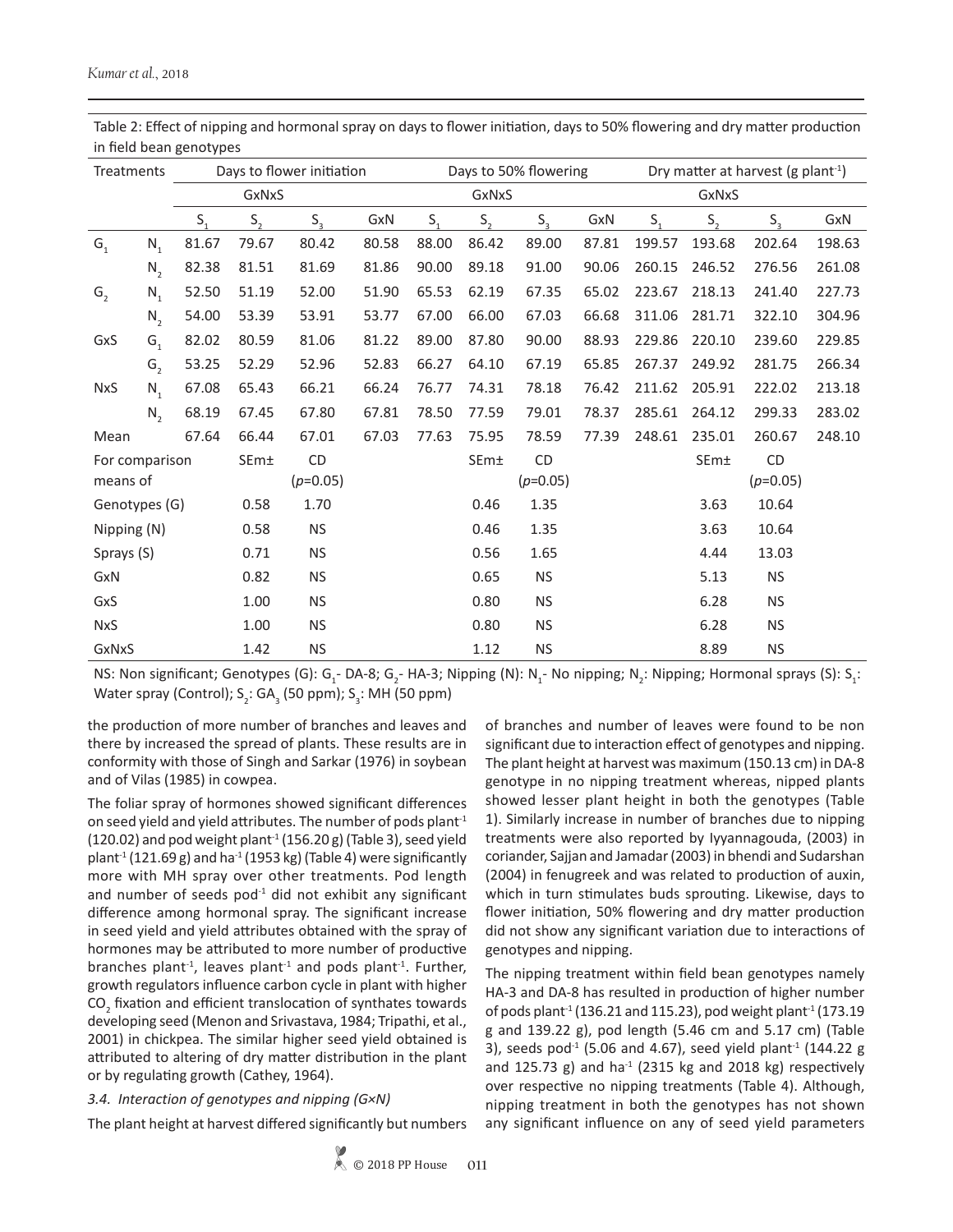Table 2: Effect of nipping and hormonal spray on days to flower initiation, days to 50% flowering and dry matter production in field bean genotypes

| Treatments | | Days to flower initiation | | | | Days to 50% flowering | | | | Dry matter at harvest (g $plant^{-1}$) | | | |
|---|---|---|---|---|---|---|---|---|---|---|---|---|---|
| | | GxNxS | | | | GxNxS | | | | GxNxS | | | |
| | | $S_1$ | $S_2$ | $S_3$ | GxN | $S_1$ | $S_2$ | $S_3$ | GxN | $S_1$ | $S_2$ | $S_3$ | GxN |
| $G_1$ | $N_1$ | 81.67 | 79.67 | 80.42 | 80.58 | 88.00 | 86.42 | 89.00 | 87.81 | 199.57 | 193.68 | 202.64 | 198.63 |
| | $N_2$ | 82.38 | 81.51 | 81.69 | 81.86 | 90.00 | 89.18 | 91.00 | 90.06 | 260.15 | 246.52 | 276.56 | 261.08 |
| $G_2$ | $N_1$ | 52.50 | 51.19 | 52.00 | 51.90 | 65.53 | 62.19 | 67.35 | 65.02 | 223.67 | 218.13 | 241.40 | 227.73 |
| | $N_2$ | 54.00 | 53.39 | 53.91 | 53.77 | 67.00 | 66.00 | 67.03 | 66.68 | 311.06 | 281.71 | 322.10 | 304.96 |
| GxS | $G_1$ | 82.02 | 80.59 | 81.06 | 81.22 | 89.00 | 87.80 | 90.00 | 88.93 | 229.86 | 220.10 | 239.60 | 229.85 |
| | $G_2$ | 53.25 | 52.29 | 52.96 | 52.83 | 66.27 | 64.10 | 67.19 | 65.85 | 267.37 | 249.92 | 281.75 | 266.34 |
| NxS | $N_1$ | 67.08 | 65.43 | 66.21 | 66.24 | 76.77 | 74.31 | 78.18 | 76.42 | 211.62 | 205.91 | 222.02 | 213.18 |
| | $N_2$ | 68.19 | 67.45 | 67.80 | 67.81 | 78.50 | 77.59 | 79.01 | 78.37 | 285.61 | 264.12 | 299.33 | 283.02 |
| Mean | | 67.64 | 66.44 | 67.01 | 67.03 | 77.63 | 75.95 | 78.59 | 77.39 | 248.61 | 235.01 | 260.67 | 248.10 |
| For comparison means of | | | SEm± | CD ($p$=0.05) | | | SEm± | CD ($p$=0.05) | | | SEm± | CD ($p$=0.05) | |
| Genotypes (G) | | | 0.58 | 1.70 | | | 0.46 | 1.35 | | | 3.63 | 10.64 | |
| Nipping (N) | | | 0.58 | NS | | | 0.46 | 1.35 | | | 3.63 | 10.64 | |
| Sprays (S) | | | 0.71 | NS | | | 0.56 | 1.65 | | | 4.44 | 13.03 | |
| GxN | | | 0.82 | NS | | | 0.65 | NS | | | 5.13 | NS | |
| GxS | | | 1.00 | NS | | | 0.80 | NS | | | 6.28 | NS | |
| NxS | | | 1.00 | NS | | | 0.80 | NS | | | 6.28 | NS | |
| GxNxS | | | 1.42 | NS | | | 1.12 | NS | | | 8.89 | NS | |

NS: Non significant; Genotypes (G): $G_1$- DA-8; $G_2$- HA-3; Nipping (N): $N_1$- No nipping; $N_2$: Nipping; Hormonal sprays (S): $S_1$: Water spray (Control); $S_2$: $GA_3$ (50 ppm); $S_3$: MH (50 ppm)

the production of more number of branches and leaves and there by increased the spread of plants. These results are in conformity with those of Singh and Sarkar (1976) in soybean and of Vilas (1985) in cowpea.

The foliar spray of hormones showed significant differences on seed yield and yield attributes. The number of pods $plant^{-1}$ (120.02) and pod weight $plant^{-1}$ (156.20 g) (Table 3), seed yield $plant^{-1}$ (121.69 g) and $ha^{-1}$ (1953 kg) (Table 4) were significantly more with MH spray over other treatments. Pod length and number of seeds $pod^{-1}$ did not exhibit any significant difference among hormonal spray. The significant increase in seed yield and yield attributes obtained with the spray of hormones may be attributed to more number of productive branches $plant^{-1}$, leaves $plant^{-1}$ and pods $plant^{-1}$. Further, growth regulators influence carbon cycle in plant with higher $CO_2$ fixation and efficient translocation of synthates towards developing seed (Menon and Srivastava, 1984; Tripathi, et al., 2001) in chickpea. The similar higher seed yield obtained is attributed to altering of dry matter distribution in the plant or by regulating growth (Cathey, 1964).

### *3.4. Interaction of genotypes and nipping (G×N)*

The plant height at harvest differed significantly but numbers of branches and number of leaves were found to be non significant due to interaction effect of genotypes and nipping. The plant height at harvest was maximum (150.13 cm) in DA-8 genotype in no nipping treatment whereas, nipped plants showed lesser plant height in both the genotypes (Table 1). Similarly increase in number of branches due to nipping treatments were also reported by Iyyannagouda, (2003) in coriander, Sajjan and Jamadar (2003) in bhendi and Sudarshan (2004) in fenugreek and was related to production of auxin, which in turn stimulates buds sprouting. Likewise, days to flower initiation, 50% flowering and dry matter production did not show any significant variation due to interactions of genotypes and nipping.

The nipping treatment within field bean genotypes namely HA-3 and DA-8 has resulted in production of higher number of pods $plant^{-1}$ (136.21 and 115.23), pod weight $plant^{-1}$ (173.19 g and 139.22 g), pod length (5.46 cm and 5.17 cm) (Table 3), seeds $pod^{-1}$ (5.06 and 4.67), seed yield $plant^{-1}$ (144.22 g and 125.73 g) and $ha^{-1}$ (2315 kg and 2018 kg) respectively over respective no nipping treatments (Table 4). Although, nipping treatment in both the genotypes has not shown any significant influence on any of seed yield parameters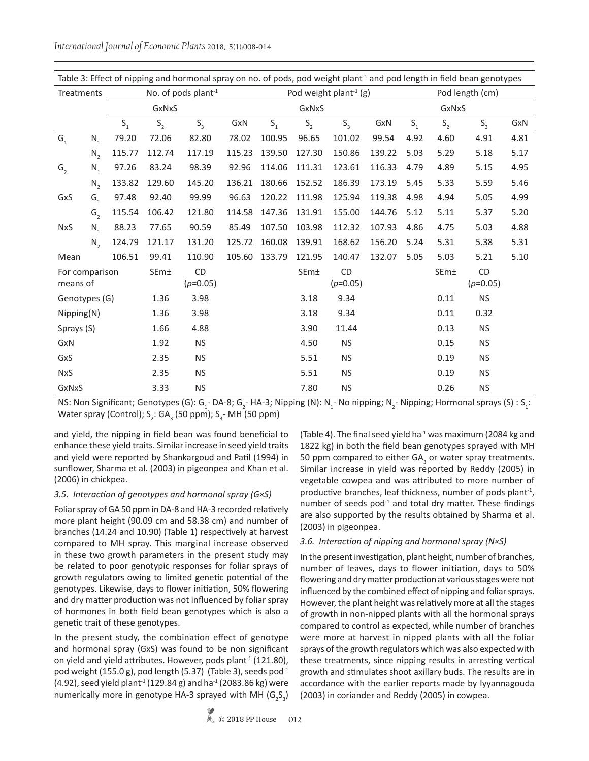Table 3: Effect of nipping and hormonal spray on no. of pods, pod weight plant$^{-1}$ and pod length in field bean genotypes

| Treatments | | No. of pods plant$^{-1}$ | | | | Pod weight plant$^{-1}$ (g) | | | | Pod length (cm) | | | |
|---|---|---|---|---|---|---|---|---|---|---|---|---|---|
| | | GxNxS | | | | GxNxS | | | | GxNxS | | | |
| | | $S_1$ | $S_2$ | $S_3$ | GxN | $S_1$ | $S_2$ | $S_3$ | GxN | $S_1$ | $S_2$ | $S_3$ | GxN |
| $G_1$ | $N_1$ | 79.20 | 72.06 | 82.80 | 78.02 | 100.95 | 96.65 | 101.02 | 99.54 | 4.92 | 4.60 | 4.91 | 4.81 |
| | $N_2$ | 115.77 | 112.74 | 117.19 | 115.23 | 139.50 | 127.30 | 150.86 | 139.22 | 5.03 | 5.29 | 5.18 | 5.17 |
| $G_2$ | $N_1$ | 97.26 | 83.24 | 98.39 | 92.96 | 114.06 | 111.31 | 123.61 | 116.33 | 4.79 | 4.89 | 5.15 | 4.95 |
| | $N_2$ | 133.82 | 129.60 | 145.20 | 136.21 | 180.66 | 152.52 | 186.39 | 173.19 | 5.45 | 5.33 | 5.59 | 5.46 |
| GxS | $G_1$ | 97.48 | 92.40 | 99.99 | 96.63 | 120.22 | 111.98 | 125.94 | 119.38 | 4.98 | 4.94 | 5.05 | 4.99 |
| | $G_2$ | 115.54 | 106.42 | 121.80 | 114.58 | 147.36 | 131.91 | 155.00 | 144.76 | 5.12 | 5.11 | 5.37 | 5.20 |
| NxS | $N_1$ | 88.23 | 77.65 | 90.59 | 85.49 | 107.50 | 103.98 | 112.32 | 107.93 | 4.86 | 4.75 | 5.03 | 4.88 |
| | $N_2$ | 124.79 | 121.17 | 131.20 | 125.72 | 160.08 | 139.91 | 168.62 | 156.20 | 5.24 | 5.31 | 5.38 | 5.31 |
| Mean | | 106.51 | 99.41 | 110.90 | 105.60 | 133.79 | 121.95 | 140.47 | 132.07 | 5.05 | 5.03 | 5.21 | 5.10 |
| For comparison means of | | | SEm± | CD ($p$=0.05) | | | SEm± | CD ($p$=0.05) | | | SEm± | CD ($p$=0.05) | |
| Genotypes (G) | | | 1.36 | 3.98 | | | 3.18 | 9.34 | | | 0.11 | NS | |
| Nipping(N) | | | 1.36 | 3.98 | | | 3.18 | 9.34 | | | 0.11 | 0.32 | |
| Sprays (S) | | | 1.66 | 4.88 | | | 3.90 | 11.44 | | | 0.13 | NS | |
| GxN | | | 1.92 | NS | | | 4.50 | NS | | | 0.15 | NS | |
| GxS | | | 2.35 | NS | | | 5.51 | NS | | | 0.19 | NS | |
| NxS | | | 2.35 | NS | | | 5.51 | NS | | | 0.19 | NS | |
| GxNxS | | | 3.33 | NS | | | 7.80 | NS | | | 0.26 | NS | |

NS: Non Significant; Genotypes (G): $G_1$- DA-8; $G_2$- HA-3; Nipping (N): $N_1$- No nipping; $N_2$- Nipping; Hormonal sprays (S) : $S_1$: Water spray (Control); $S_2$: $GA_3$ (50 ppm); $S_3$- MH (50 ppm)

and yield, the nipping in field bean was found beneficial to enhance these yield traits. Similar increase in seed yield traits and yield were reported by Shankargoud and Patil (1994) in sunflower, Sharma et al. (2003) in pigeonpea and Khan et al. (2006) in chickpea.

### 3.5. Interaction of genotypes and hormonal spray (G×S)

Foliar spray of GA 50 ppm in DA-8 and HA-3 recorded relatively more plant height (90.09 cm and 58.38 cm) and number of branches (14.24 and 10.90) (Table 1) respectively at harvest compared to MH spray. This marginal increase observed in these two growth parameters in the present study may be related to poor genotypic responses for foliar sprays of growth regulators owing to limited genetic potential of the genotypes. Likewise, days to flower initiation, 50% flowering and dry matter production was not influenced by foliar spray of hormones in both field bean genotypes which is also a genetic trait of these genotypes.

In the present study, the combination effect of genotype and hormonal spray (GxS) was found to be non significant on yield and yield attributes. However, pods plant$^{-1}$ (121.80), pod weight (155.0 g), pod length (5.37) (Table 3), seeds pod$^{-1}$ (4.92), seed yield plant$^{-1}$ (129.84 g) and ha$^{-1}$ (2083.86 kg) were numerically more in genotype HA-3 sprayed with MH ($G_2S_3$) (Table 4). The final seed yield ha$^{-1}$ was maximum (2084 kg and 1822 kg) in both the field bean genotypes sprayed with MH 50 ppm compared to either $GA_3$ or water spray treatments. Similar increase in yield was reported by Reddy (2005) in vegetable cowpea and was attributed to more number of productive branches, leaf thickness, number of pods plant$^{-1}$, number of seeds pod$^{-1}$ and total dry matter. These findings are also supported by the results obtained by Sharma et al. (2003) in pigeonpea.

### 3.6. Interaction of nipping and hormonal spray (N×S)

In the present investigation, plant height, number of branches, number of leaves, days to flower initiation, days to 50% flowering and dry matter production at various stages were not influenced by the combined effect of nipping and foliar sprays. However, the plant height was relatively more at all the stages of growth in non-nipped plants with all the hormonal sprays compared to control as expected, while number of branches were more at harvest in nipped plants with all the foliar sprays of the growth regulators which was also expected with these treatments, since nipping results in arresting vertical growth and stimulates shoot axillary buds. The results are in accordance with the earlier reports made by Iyyannagouda (2003) in coriander and Reddy (2005) in cowpea.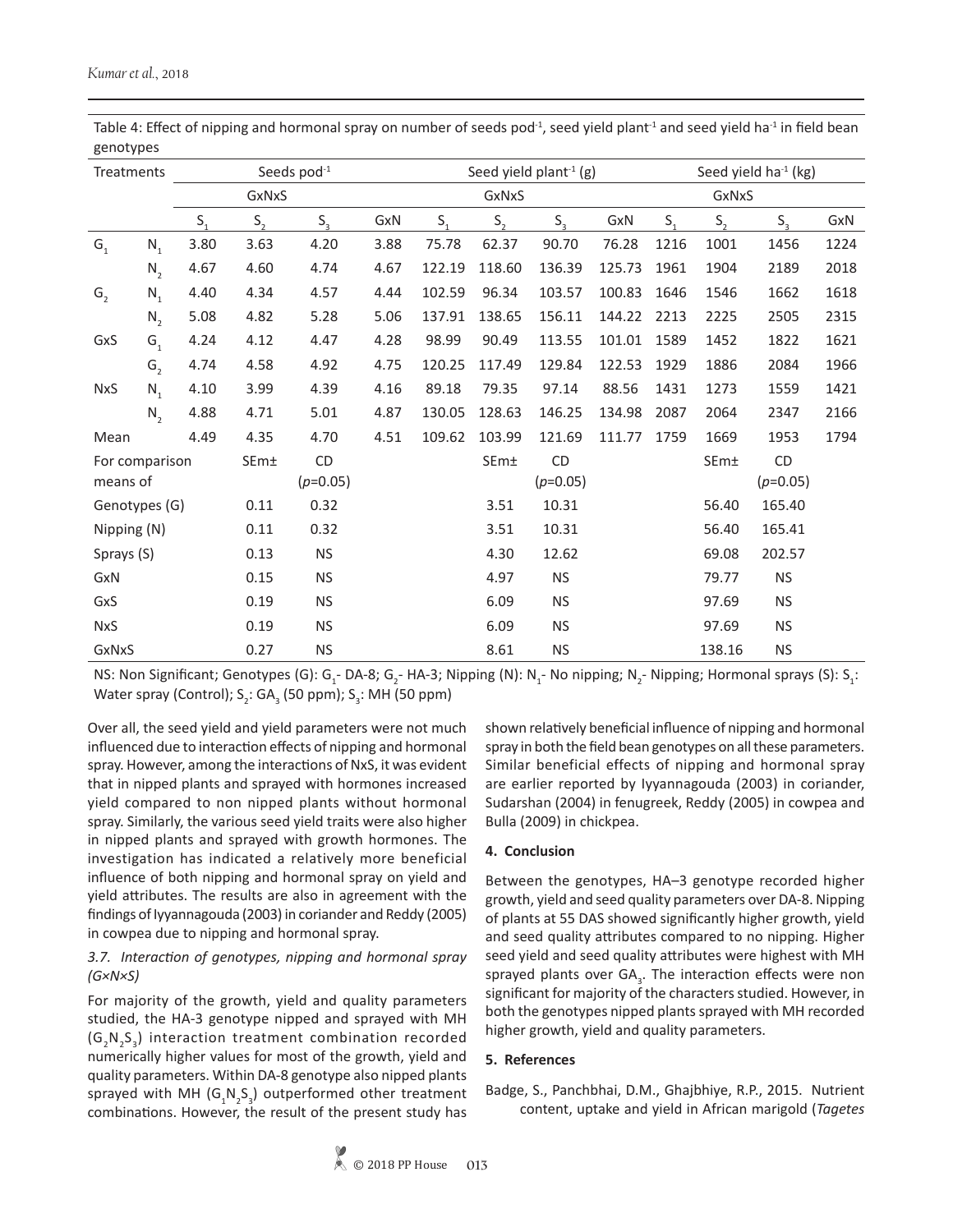Table 4: Effect of nipping and hormonal spray on number of seeds pod$^{-1}$, seed yield plant$^{-1}$ and seed yield ha$^{-1}$ in field bean genotypes

| Treatments | | Seeds pod$^{-1}$ | | | | Seed yield plant$^{-1}$ (g) | | | | Seed yield ha$^{-1}$ (kg) | | | |
|---|---|---|---|---|---|---|---|---|---|---|---|---|---|
| | | GxNxS | | | | GxNxS | | | | GxNxS | | | |
| | | $S_1$ | $S_2$ | $S_3$ | GxN | $S_1$ | $S_2$ | $S_3$ | GxN | $S_1$ | $S_2$ | $S_3$ | GxN |
| $G_1$ | $N_1$ | 3.80 | 3.63 | 4.20 | 3.88 | 75.78 | 62.37 | 90.70 | 76.28 | 1216 | 1001 | 1456 | 1224 |
| | $N_2$ | 4.67 | 4.60 | 4.74 | 4.67 | 122.19 | 118.60 | 136.39 | 125.73 | 1961 | 1904 | 2189 | 2018 |
| $G_2$ | $N_1$ | 4.40 | 4.34 | 4.57 | 4.44 | 102.59 | 96.34 | 103.57 | 100.83 | 1646 | 1546 | 1662 | 1618 |
| | $N_2$ | 5.08 | 4.82 | 5.28 | 5.06 | 137.91 | 138.65 | 156.11 | 144.22 | 2213 | 2225 | 2505 | 2315 |
| GxS | $G_1$ | 4.24 | 4.12 | 4.47 | 4.28 | 98.99 | 90.49 | 113.55 | 101.01 | 1589 | 1452 | 1822 | 1621 |
| | $G_2$ | 4.74 | 4.58 | 4.92 | 4.75 | 120.25 | 117.49 | 129.84 | 122.53 | 1929 | 1886 | 2084 | 1966 |
| NxS | $N_1$ | 4.10 | 3.99 | 4.39 | 4.16 | 89.18 | 79.35 | 97.14 | 88.56 | 1431 | 1273 | 1559 | 1421 |
| | $N_2$ | 4.88 | 4.71 | 5.01 | 4.87 | 130.05 | 128.63 | 146.25 | 134.98 | 2087 | 2064 | 2347 | 2166 |
| Mean | | 4.49 | 4.35 | 4.70 | 4.51 | 109.62 | 103.99 | 121.69 | 111.77 | 1759 | 1669 | 1953 | 1794 |
| For comparison means of | | | SEm± | CD ($p$=0.05) | | | SEm± | CD ($p$=0.05) | | | SEm± | CD ($p$=0.05) | |
| Genotypes (G) | | | 0.11 | 0.32 | | | 3.51 | 10.31 | | | 56.40 | 165.40 | |
| Nipping (N) | | | 0.11 | 0.32 | | | 3.51 | 10.31 | | | 56.40 | 165.41 | |
| Sprays (S) | | | 0.13 | NS | | | 4.30 | 12.62 | | | 69.08 | 202.57 | |
| GxN | | | 0.15 | NS | | | 4.97 | NS | | | 79.77 | NS | |
| GxS | | | 0.19 | NS | | | 6.09 | NS | | | 97.69 | NS | |
| NxS | | | 0.19 | NS | | | 6.09 | NS | | | 97.69 | NS | |
| GxNxS | | | 0.27 | NS | | | 8.61 | NS | | | 138.16 | NS | |

NS: Non Significant; Genotypes (G): $G_1$- DA-8; $G_2$- HA-3; Nipping (N): $N_1$- No nipping; $N_2$- Nipping; Hormonal sprays (S): $S_1$: Water spray (Control); $S_2$: $GA_3$ (50 ppm); $S_3$: MH (50 ppm)

Over all, the seed yield and yield parameters were not much influenced due to interaction effects of nipping and hormonal spray. However, among the interactions of NxS, it was evident that in nipped plants and sprayed with hormones increased yield compared to non nipped plants without hormonal spray. Similarly, the various seed yield traits were also higher in nipped plants and sprayed with growth hormones. The investigation has indicated a relatively more beneficial influence of both nipping and hormonal spray on yield and yield attributes. The results are also in agreement with the findings of Iyyannagouda (2003) in coriander and Reddy (2005) in cowpea due to nipping and hormonal spray.

### *3.7. Interaction of genotypes, nipping and hormonal spray (G×N×S)*

For majority of the growth, yield and quality parameters studied, the HA-3 genotype nipped and sprayed with MH ($G_2N_2S_3$) interaction treatment combination recorded numerically higher values for most of the growth, yield and quality parameters. Within DA-8 genotype also nipped plants sprayed with MH ($G_1N_2S_3$) outperformed other treatment combinations. However, the result of the present study has shown relatively beneficial influence of nipping and hormonal spray in both the field bean genotypes on all these parameters. Similar beneficial effects of nipping and hormonal spray are earlier reported by Iyyannagouda (2003) in coriander, Sudarshan (2004) in fenugreek, Reddy (2005) in cowpea and Bulla (2009) in chickpea.

## 4. Conclusion

Between the genotypes, HA–3 genotype recorded higher growth, yield and seed quality parameters over DA-8. Nipping of plants at 55 DAS showed significantly higher growth, yield and seed quality attributes compared to no nipping. Higher seed yield and seed quality attributes were highest with MH sprayed plants over $GA_3$. The interaction effects were non significant for majority of the characters studied. However, in both the genotypes nipped plants sprayed with MH recorded higher growth, yield and quality parameters.

## 5. References

Badge, S., Panchbhai, D.M., Ghajbhiye, R.P., 2015. Nutrient content, uptake and yield in African marigold (*Tagetes*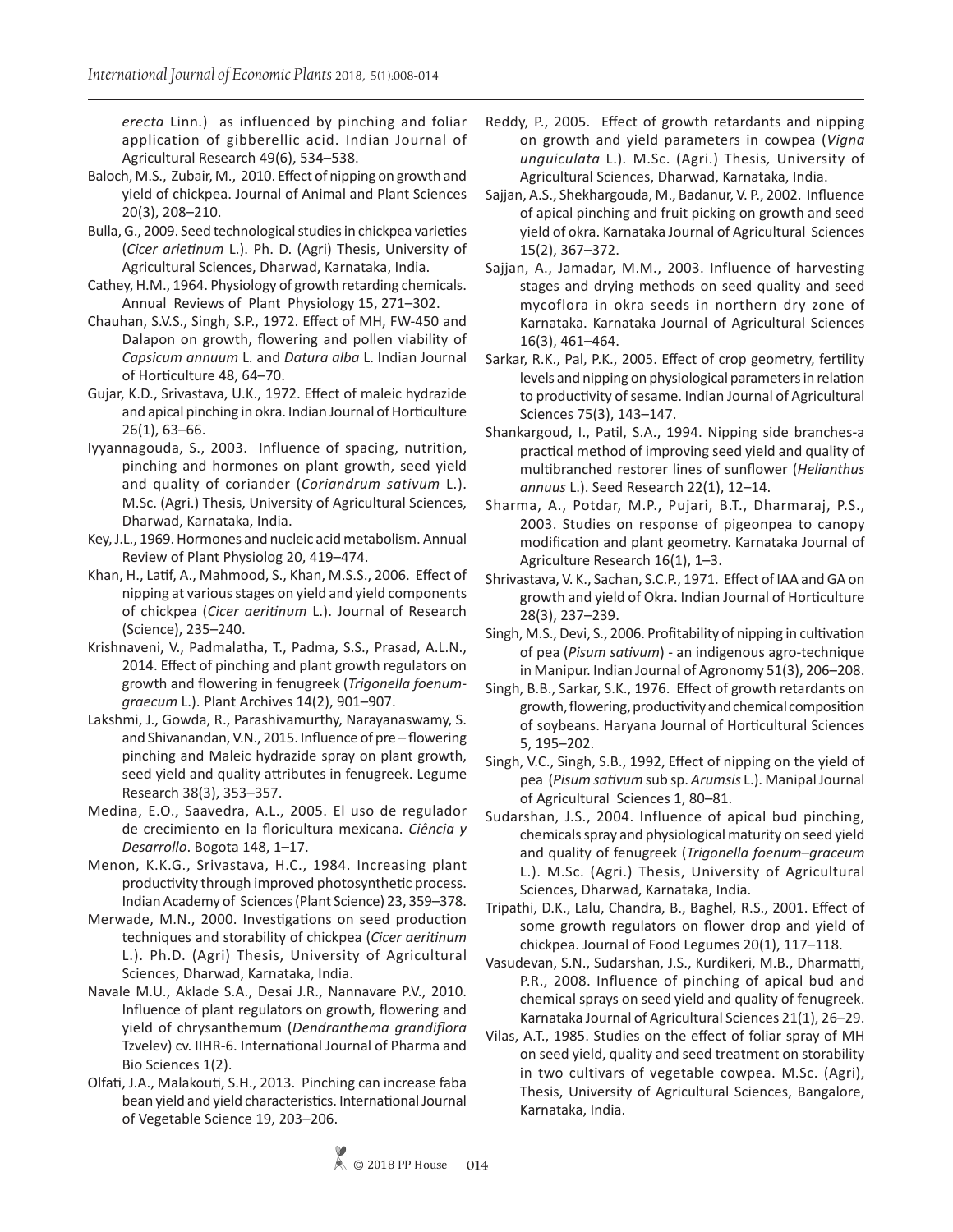*erecta* Linn.) as influenced by pinching and foliar application of gibberellic acid. Indian Journal of Agricultural Research 49(6), 534–538.

Baloch, M.S., Zubair, M., 2010. Effect of nipping on growth and yield of chickpea. Journal of Animal and Plant Sciences 20(3), 208–210.

Bulla, G., 2009. Seed technological studies in chickpea varieties (*Cicer arietinum* L.). Ph. D. (Agri) Thesis, University of Agricultural Sciences, Dharwad, Karnataka, India.

Cathey, H.M., 1964. Physiology of growth retarding chemicals. Annual Reviews of Plant Physiology 15, 271–302.

Chauhan, S.V.S., Singh, S.P., 1972. Effect of MH, FW-450 and Dalapon on growth, flowering and pollen viability of *Capsicum annuum* L. and *Datura alba* L. Indian Journal of Horticulture 48, 64–70.

Gujar, K.D., Srivastava, U.K., 1972. Effect of maleic hydrazide and apical pinching in okra. Indian Journal of Horticulture 26(1), 63–66.

Iyyannagouda, S., 2003. Influence of spacing, nutrition, pinching and hormones on plant growth, seed yield and quality of coriander (*Coriandrum sativum* L.). M.Sc. (Agri.) Thesis, University of Agricultural Sciences, Dharwad, Karnataka, India.

Key, J.L., 1969. Hormones and nucleic acid metabolism. Annual Review of Plant Physiolog 20, 419–474.

Khan, H., Latif, A., Mahmood, S., Khan, M.S.S., 2006. Effect of nipping at various stages on yield and yield components of chickpea (*Cicer aeritinum* L.). Journal of Research (Science), 235–240.

Krishnaveni, V., Padmalatha, T., Padma, S.S., Prasad, A.L.N., 2014. Effect of pinching and plant growth regulators on growth and flowering in fenugreek (*Trigonella foenum-graecum* L.). Plant Archives 14(2), 901–907.

Lakshmi, J., Gowda, R., Parashivamurthy, Narayanaswamy, S. and Shivanandan, V.N., 2015. Influence of pre – flowering pinching and Maleic hydrazide spray on plant growth, seed yield and quality attributes in fenugreek. Legume Research 38(3), 353–357.

Medina, E.O., Saavedra, A.L., 2005. El uso de regulador de crecimiento en la floricultura mexicana. *Ciência y Desarrollo*. Bogota 148, 1–17.

Menon, K.K.G., Srivastava, H.C., 1984. Increasing plant productivity through improved photosynthetic process. Indian Academy of Sciences (Plant Science) 23, 359–378.

Merwade, M.N., 2000. Investigations on seed production techniques and storability of chickpea (*Cicer aeritinum* L.). Ph.D. (Agri) Thesis, University of Agricultural Sciences, Dharwad, Karnataka, India.

Navale M.U., Aklade S.A., Desai J.R., Nannavare P.V., 2010. Influence of plant regulators on growth, flowering and yield of chrysanthemum (*Dendranthema grandiflora* Tzvelev) cv. IIHR-6. International Journal of Pharma and Bio Sciences 1(2).

Olfati, J.A., Malakouti, S.H., 2013. Pinching can increase faba bean yield and yield characteristics. International Journal of Vegetable Science 19, 203–206.

Reddy, P., 2005. Effect of growth retardants and nipping on growth and yield parameters in cowpea (*Vigna unguiculata* L.). M.Sc. (Agri.) Thesis, University of Agricultural Sciences, Dharwad, Karnataka, India.

Sajjan, A.S., Shekhargouda, M., Badanur, V. P., 2002. Influence of apical pinching and fruit picking on growth and seed yield of okra. Karnataka Journal of Agricultural Sciences 15(2), 367–372.

Sajjan, A., Jamadar, M.M., 2003. Influence of harvesting stages and drying methods on seed quality and seed mycoflora in okra seeds in northern dry zone of Karnataka. Karnataka Journal of Agricultural Sciences 16(3), 461–464.

Sarkar, R.K., Pal, P.K., 2005. Effect of crop geometry, fertility levels and nipping on physiological parameters in relation to productivity of sesame. Indian Journal of Agricultural Sciences 75(3), 143–147.

Shankargoud, I., Patil, S.A., 1994. Nipping side branches-a practical method of improving seed yield and quality of multibranched restorer lines of sunflower (*Helianthus annuus* L.). Seed Research 22(1), 12–14.

Sharma, A., Potdar, M.P., Pujari, B.T., Dharmaraj, P.S., 2003. Studies on response of pigeonpea to canopy modification and plant geometry. Karnataka Journal of Agriculture Research 16(1), 1–3.

Shrivastava, V. K., Sachan, S.C.P., 1971. Effect of IAA and GA on growth and yield of Okra. Indian Journal of Horticulture 28(3), 237–239.

Singh, M.S., Devi, S., 2006. Profitability of nipping in cultivation of pea (*Pisum sativum*) - an indigenous agro-technique in Manipur. Indian Journal of Agronomy 51(3), 206–208.

Singh, B.B., Sarkar, S.K., 1976. Effect of growth retardants on growth, flowering, productivity and chemical composition of soybeans. Haryana Journal of Horticultural Sciences 5, 195–202.

Singh, V.C., Singh, S.B., 1992, Effect of nipping on the yield of pea (*Pisum sativum* sub sp. *Arumsis* L.). Manipal Journal of Agricultural Sciences 1, 80–81.

Sudarshan, J.S., 2004. Influence of apical bud pinching, chemicals spray and physiological maturity on seed yield and quality of fenugreek (*Trigonella foenum–graceum* L.). M.Sc. (Agri.) Thesis, University of Agricultural Sciences, Dharwad, Karnataka, India.

Tripathi, D.K., Lalu, Chandra, B., Baghel, R.S., 2001. Effect of some growth regulators on flower drop and yield of chickpea. Journal of Food Legumes 20(1), 117–118.

Vasudevan, S.N., Sudarshan, J.S., Kurdikeri, M.B., Dharmatti, P.R., 2008. Influence of pinching of apical bud and chemical sprays on seed yield and quality of fenugreek. Karnataka Journal of Agricultural Sciences 21(1), 26–29.

Vilas, A.T., 1985. Studies on the effect of foliar spray of MH on seed yield, quality and seed treatment on storability in two cultivars of vegetable cowpea. M.Sc. (Agri), Thesis, University of Agricultural Sciences, Bangalore, Karnataka, India.